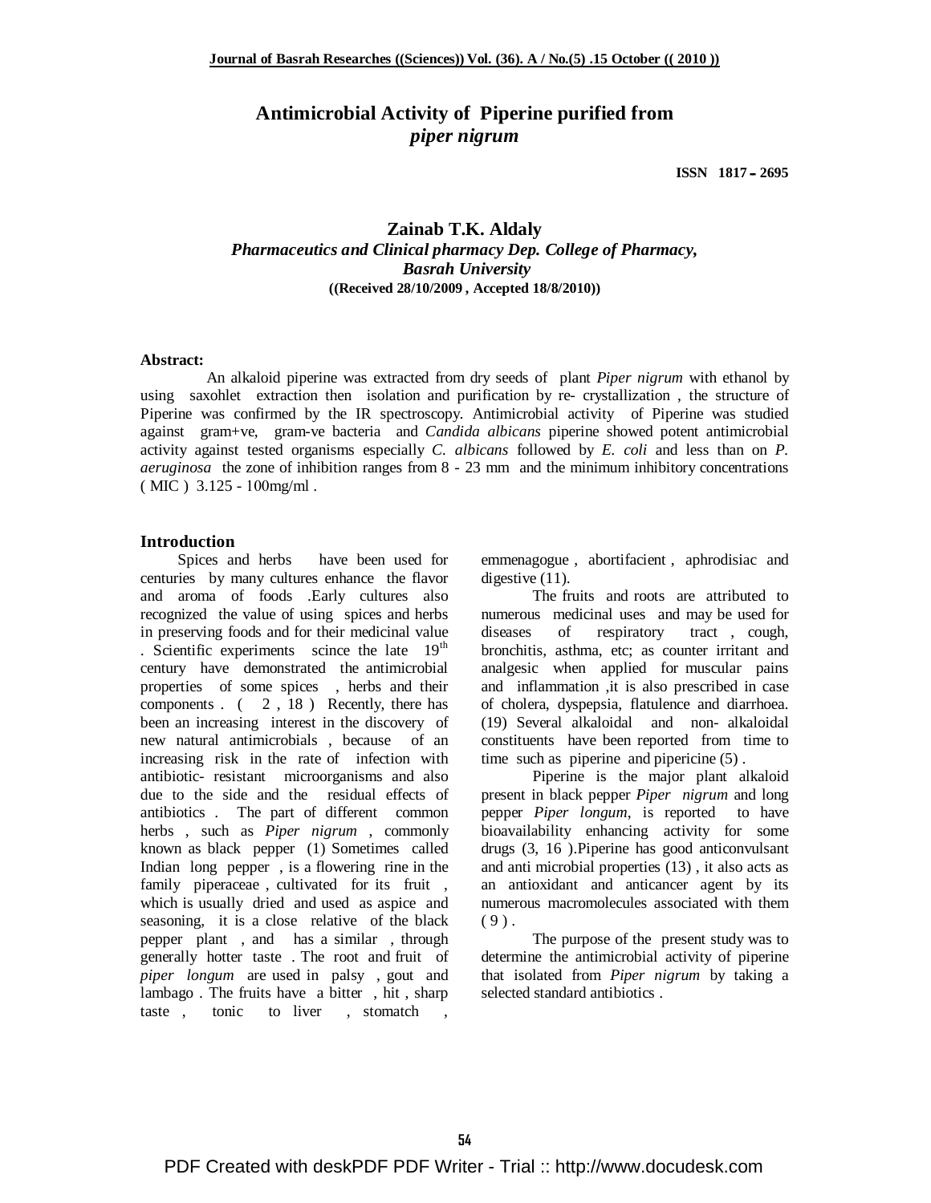# Antimicrobial Activity of Piperine purified from *piper nigrum*

**ISSN 1817 – 2695**

**Zainab T.K. Aldaly**

***Pharmaceutics and Clinical pharmacy Dep. College of Pharmacy, Basrah University***

**((Received 28/10/2009 , Accepted 18/8/2010))**

**Abstract:**

An alkaloid piperine was extracted from dry seeds of plant *Piper nigrum* with ethanol by using saxohlet extraction then isolation and purification by re- crystallization , the structure of Piperine was confirmed by the IR spectroscopy. Antimicrobial activity of Piperine was studied against gram+ve, gram-ve bacteria and *Candida albicans* piperine showed potent antimicrobial activity against tested organisms especially *C. albicans* followed by *E. coli* and less than on *P. aeruginosa* the zone of inhibition ranges from 8 - 23 mm and the minimum inhibitory concentrations ( MIC ) 3.125 - 100mg/ml .

## Introduction

Spices and herbs have been used for centuries by many cultures enhance the flavor and aroma of foods .Early cultures also recognized the value of using spices and herbs in preserving foods and for their medicinal value . Scientific experiments scince the late 19th century have demonstrated the antimicrobial properties of some spices , herbs and their components . ( 2 , 18 ) Recently, there has been an increasing interest in the discovery of new natural antimicrobials , because of an increasing risk in the rate of infection with antibiotic- resistant microorganisms and also due to the side and the residual effects of antibiotics . The part of different common herbs , such as *Piper nigrum* , commonly known as black pepper (1) Sometimes called Indian long pepper , is a flowering rine in the family piperaceae , cultivated for its fruit , which is usually dried and used as aspice and seasoning, it is a close relative of the black pepper plant , and has a similar , through generally hotter taste . The root and fruit of *piper longum* are used in palsy , gout and lambago . The fruits have a bitter , hit , sharp taste , tonic to liver , stomach , emmenagogue , abortifacient , aphrodisiac and digestive (11).

The fruits and roots are attributed to numerous medicinal uses and may be used for diseases of respiratory tract , cough, bronchitis, asthma, etc; as counter irritant and analgesic when applied for muscular pains and inflammation ,it is also prescribed in case of cholera, dyspepsia, flatulence and diarrhoea. (19) Several alkaloidal and non- alkaloidal constituents have been reported from time to time such as piperine and pipericine (5) .

Piperine is the major plant alkaloid present in black pepper *Piper nigrum* and long pepper *Piper longum*, is reported to have bioavailability enhancing activity for some drugs (3, 16 ).Piperine has good anticonvulsant and anti microbial properties (13) , it also acts as an antioxidant and anticancer agent by its numerous macromolecules associated with them ( 9 ) .

The purpose of the present study was to determine the antimicrobial activity of piperine that isolated from *Piper nigrum* by taking a selected standard antibiotics .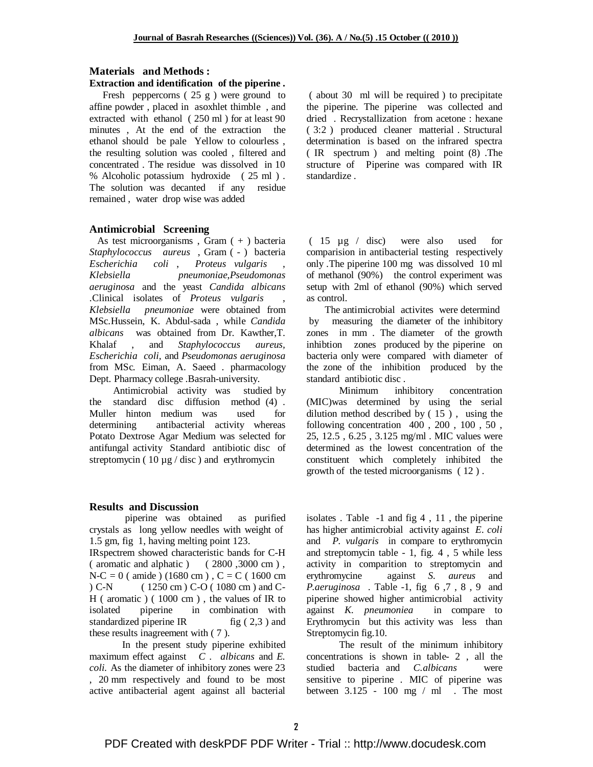## Materials and Methods :

### Extraction and identification of the piperine .

Fresh peppercorns ( 25 g ) were ground to affine powder , placed in asoxhlet thimble , and extracted with ethanol ( 250 ml ) for at least 90 minutes , At the end of the extraction the ethanol should be pale Yellow to colourless , the resulting solution was cooled , filtered and concentrated . The residue was dissolved in 10 % Alcoholic potassium hydroxide ( 25 ml ) . The solution was decanted if any residue remained , water drop wise was added ( about 30 ml will be required ) to precipitate the piperine. The piperine was collected and dried . Recrystallization from acetone : hexane ( 3:2 ) produced cleaner matterial . Structural determination is based on the infrared spectra ( IR spectrum ) and melting point (8) .The structure of Piperine was compared with IR standardize .

## Antimicrobial Screening

As test microorganisms , Gram ( + ) bacteria *Staphylococcus aureus* , Gram ( - ) bacteria *Escherichia coli* , *Proteus vulgaris* , *Klebsiella pneumoniae*,*Pseudomonas aeruginosa* and the yeast *Candida albicans* .Clinical isolates of *Proteus vulgaris* , *Klebsiella pneumoniae* were obtained from MSc.Hussein, K. Abdul-sada , while *Candida albicans* was obtained from Dr. Kawther,T. Khalaf , and *Staphylococcus aureus, Escherichia coli,* and *Pseudomonas aeruginosa* from MSc. Eiman, A. Saeed . pharmacology Dept. Pharmacy college .Basrah-university.

Antimicrobial activity was studied by the standard disc diffusion method (4) . Muller hinton medium was used for determining antibacterial activity whereas Potato Dextrose Agar Medium was selected for antifungal activity Standard antibiotic disc of streptomycin ( 10 µg / disc ) and erythromycin ( 15 µg / disc) were also used for comparision in antibacterial testing respectively only .The piperine 100 mg was dissolved 10 ml of methanol (90%) the control experiment was setup with 2ml of ethanol (90%) which served as control.

The antimicrobial activites were determind by measuring the diameter of the inhibitory zones in mm . The diameter of the growth inhibtion zones produced by the piperine on bacteria only were compared with diameter of the zone of the inhibition produced by the standard antibiotic disc .

Minimum inhibitory concentration (MIC)was determined by using the serial dilution method described by ( 15 ) , using the following concentration 400 , 200 , 100 , 50 , 25, 12.5 , 6.25 , 3.125 mg/ml . MIC values were determined as the lowest concentration of the constituent which completely inhibited the growth of the tested microorganisms ( 12 ) .

## Results and Discussion

piperine was obtained as purified crystals as long yellow needles with weight of 1.5 gm, fig 1, having melting point 123.

IRspectrem showed characteristic bands for C-H ( aromatic and alphatic ) ( 2800 ,3000 cm ) , N-C = 0 ( amide ) (1680 cm ) , C = C ( 1600 cm ) C-N ( 1250 cm ) C-O ( 1080 cm ) and C-H ( aromatic ) ( 1000 cm ) , the values of IR to isolated piperine in combination with standardized piperine IR fig ( 2,3 ) and these results inagreement with ( 7 ).

In the present study piperine exhibited maximum effect against *C . albicans* and *E. coli.* As the diameter of inhibitory zones were 23 , 20 mm respectively and found to be most active antibacterial agent against all bacterial isolates . Table -1 and fig 4 , 11 , the piperine has higher antimicrobial activity against *E. coli* and *P. vulgaris* in compare to erythromycin and streptomycin table - 1, fig. 4 , 5 while less activity in comparition to streptomycin and erythromycine against *S. aureus* and *P.aeruginosa* . Table -1, fig 6 ,7 , 8 , 9 and piperine showed higher antimicrobial activity against *K. pneumoniea* in compare to Erythromycin but this activity was less than Streptomycin fig.10.

The result of the minimum inhibitory concentrations is shown in table- 2 , all the studied bacteria and *C.albicans* were sensitive to piperine . MIC of piperine was between 3.125 - 100 mg / ml . The most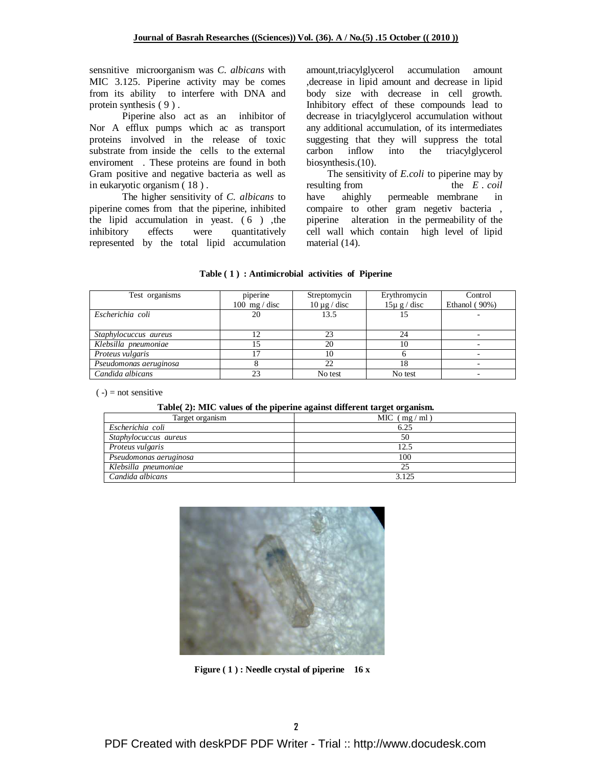sensnitive microorganism was *C. albicans* with MIC 3.125. Piperine activity may be comes from its ability to interfere with DNA and protein synthesis ( 9 ) .

Piperine also act as an inhibitor of Nor A efflux pumps which ac as transport proteins involved in the release of toxic substrate from inside the cells to the external enviroment . These proteins are found in both Gram positive and negative bacteria as well as in eukaryotic organism ( 18 ) .

The higher sensitivity of *C. albicans* to piperine comes from that the piperine, inhibited the lipid accumulation in yeast. ( 6 ) ,the inhibitory effects were quantitatively represented by the total lipid accumulation amount,triacylglycerol accumulation amount ,decrease in lipid amount and decrease in lipid body size with decrease in cell growth. Inhibitory effect of these compounds lead to decrease in triacylglycerol accumulation without any additional accumulation, of its intermediates suggesting that they will suppress the total carbon inflow into the triacylglycerol biosynthesis.(10).

The sensitivity of *E.coli* to piperine may by resulting from the *E . coil* have ahighly permeable membrane in compaire to other gram negetiv bacteria , piperine alteration in the permeability of the cell wall which contain high level of lipid material (14).

**Table ( 1 ) : Antimicrobial activities of Piperine**

| Test organisms | piperine 100 mg / disc | Streptomycin 10 µg / disc | Erythromycin 15µ g / disc | Control Ethanol ( 90%) |
|---|---|---|---|---|
| *Escherichia coli* | 20 | 13.5 | 15 | - |
| *Staphylocuccus aureus* | 12 | 23 | 24 | - |
| *Klebsilla pneumoniae* | 15 | 20 | 10 | - |
| *Proteus vulgaris* | 17 | 10 | 6 | - |
| *Pseudomonas aeruginosa* | 8 | 22 | 18 | - |
| *Candida albicans* | 23 | No test | No test | - |

( -) = not sensitive

**Table( 2): MIC values of the piperine against different target organism.**

| Target organism | MIC ( mg / ml ) |
|---|---|
| *Escherichia coli* | 6.25 |
| *Staphylocuccus aureus* | 50 |
| *Proteus vulgaris* | 12.5 |
| *Pseudomonas aeruginosa* | 100 |
| *Klebsilla pneumoniae* | 25 |
| *Candida albicans* | 3.125 |

**Figure ( 1 ) : Needle crystal of piperine 16 x**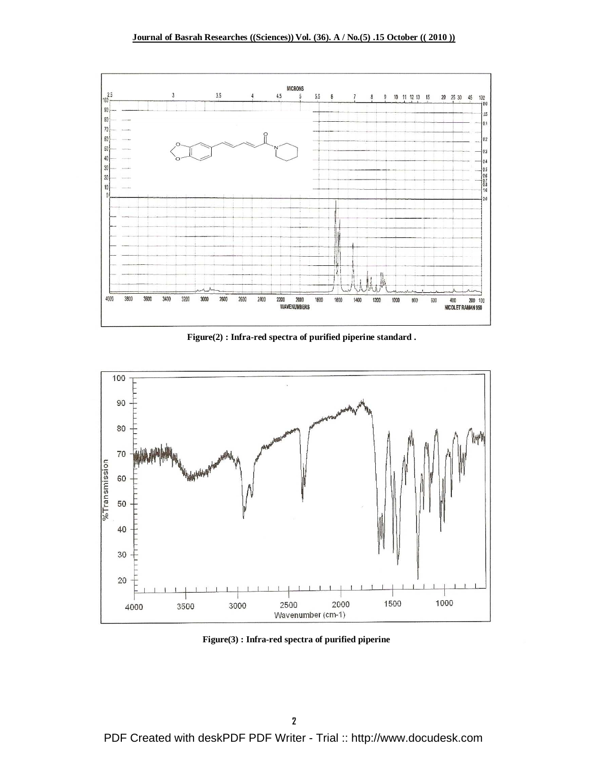MICRONS

2.5 3 3.5 4 4.5 5 5.5 6 7 8 9 10 11 12 13 15 20 25 30 45 100

4000 3800 3600 3400 3200 3000 2800 2600 2400 2200 2000 1800 1600 1400 1200 1000 800 600 400 200 100

WAVENUMBERS

NICOLET RAMAN 950

**Figure(2) : Infra-red spectra of purified piperine standard .**

%Transmission

100 90 80 70 60 50 40 30 20

4000 3500 3000 2500 2000 1500 1000

Wavenumber (cm-1)

**Figure(3) : Infra-red spectra of purified piperine**

PDF Created with deskPDF PDF Writer - Trial :: http://www.docudesk.com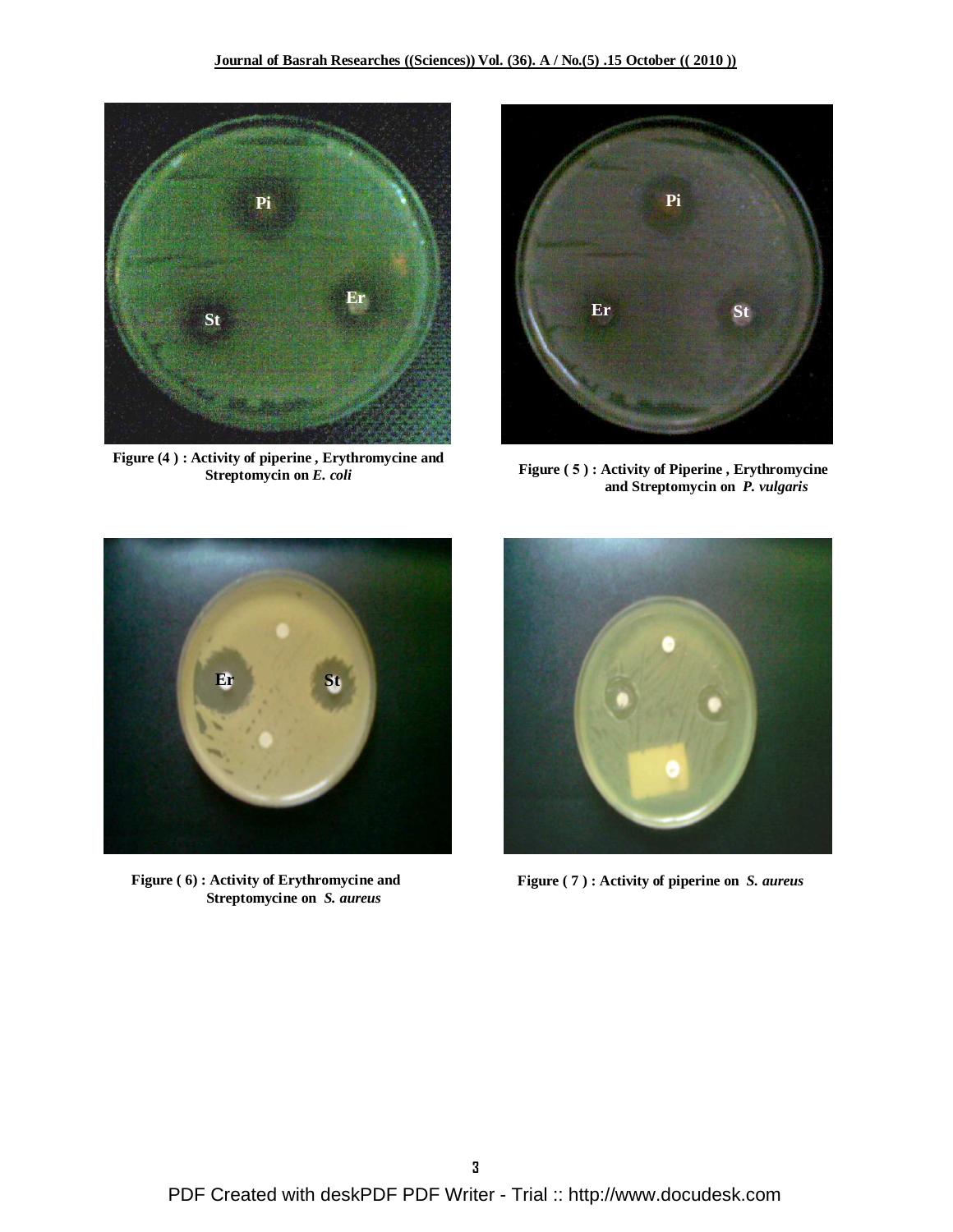Figure (4) : Activity of piperine , Erythromycine and Streptomycin on *E. coli*

Figure ( 5 ) : Activity of Piperine , Erythromycine and Streptomycin on *P. vulgaris*

Figure ( 6) : Activity of Erythromycine and Streptomycine on *S. aureus*

Figure ( 7 ) : Activity of piperine on *S. aureus*

PDF Created with deskPDF PDF Writer - Trial :: http://www.docudesk.com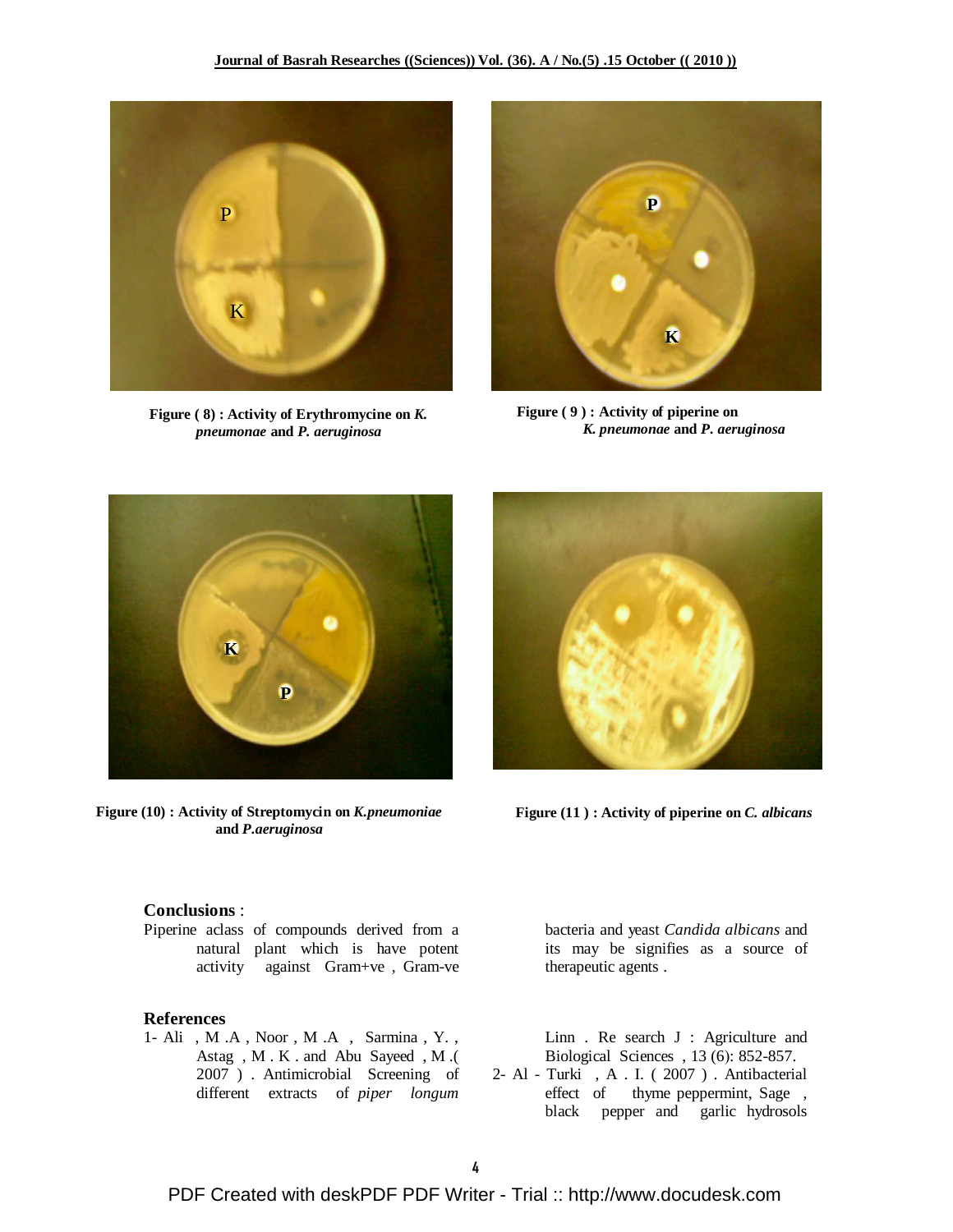Figure ( 8) : Activity of Erythromycine on *K. pneumonae* and *P. aeruginosa*

Figure ( 9 ) : Activity of piperine on *K. pneumonae* and *P. aeruginosa*

Figure (10) : Activity of Streptomycin on *K.pneumoniae* and *P.aeruginosa*

Figure (11 ) : Activity of piperine on *C. albicans*

## Conclusions :

Piperine aclass of compounds derived from a natural plant which is have potent activity against Gram+ve , Gram-ve bacteria and yeast *Candida albicans* and its may be signifies as a source of therapeutic agents .

## References

1- Ali , M .A , Noor , M .A , Sarmina , Y. , Astag , M . K . and Abu Sayeed , M .( 2007 ) . Antimicrobial Screening of different extracts of *piper longum* Linn . Re search J : Agriculture and Biological Sciences , 13 (6): 852-857.

2- Al - Turki , A . I. ( 2007 ) . Antibacterial effect of thyme peppermint, Sage , black pepper and garlic hydrosols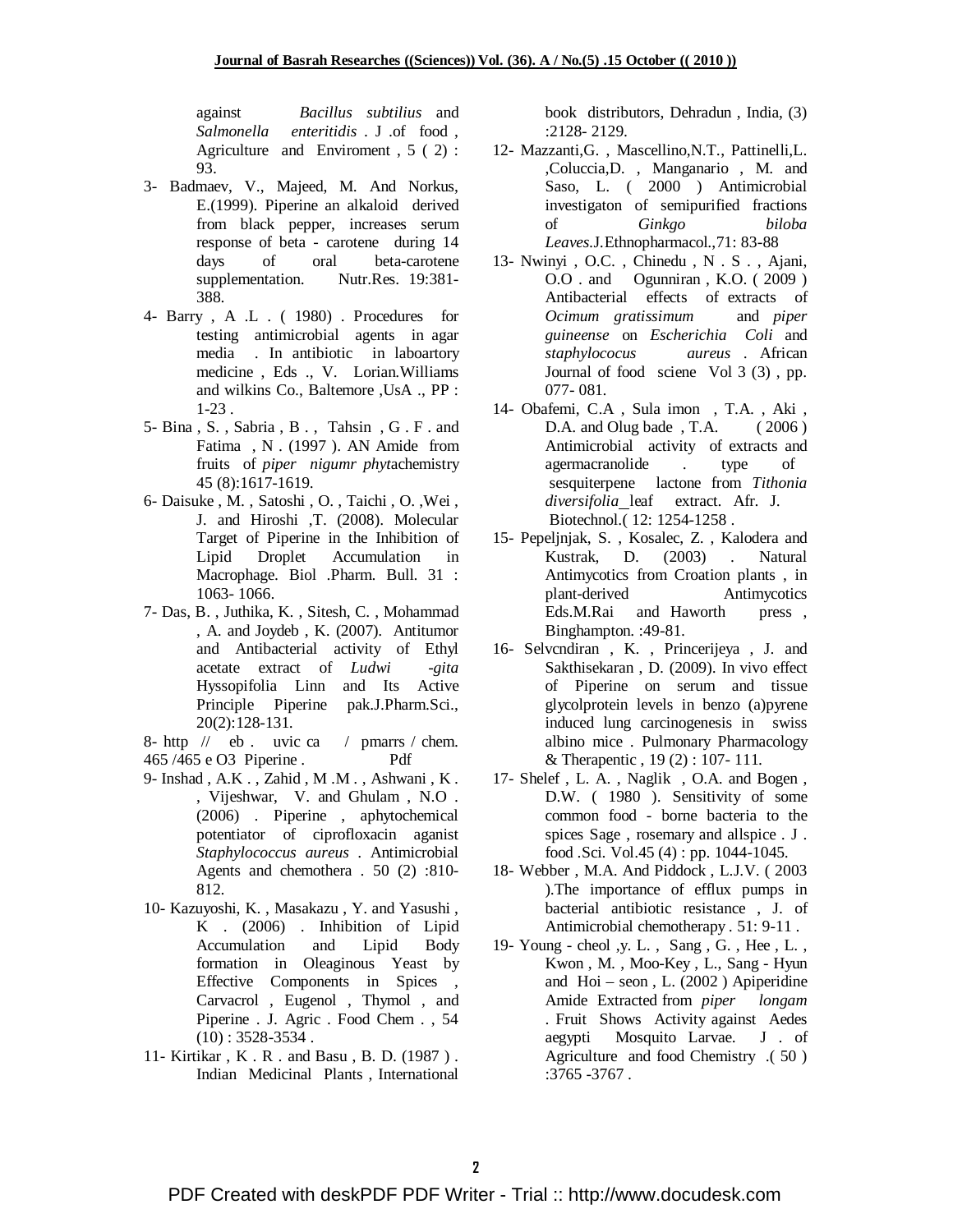against *Bacillus subtilius* and *Salmonella enteritidis* . J .of food , Agriculture and Enviroment , 5 ( 2) : 93.

3- Badmaev, V., Majeed, M. And Norkus, E.(1999). Piperine an alkaloid derived from black pepper, increases serum response of beta - carotene during 14 days of oral beta-carotene supplementation. Nutr.Res. 19:381-388.

4- Barry , A .L . ( 1980) . Procedures for testing antimicrobial agents in agar media . In antibiotic in laboartory medicine , Eds ., V. Lorian.Williams and wilkins Co., Baltemore ,UsA ., PP : 1-23 .

5- Bina , S. , Sabria , B . , Tahsin , G . F . and Fatima , N . (1997 ). AN Amide from fruits of *piper nigumr phyt*achemistry 45 (8):1617-1619.

6- Daisuke , M. , Satoshi , O. , Taichi , O. ,Wei , J. and Hiroshi ,T. (2008). Molecular Target of Piperine in the Inhibition of Lipid Droplet Accumulation in Macrophage. Biol .Pharm. Bull. 31 : 1063- 1066.

7- Das, B. , Juthika, K. , Sitesh, C. , Mohammad , A. and Joydeb , K. (2007). Antitumor and Antibacterial activity of Ethyl acetate extract of *Ludwi -gita* Hyssopifolia Linn and Its Active Principle Piperine pak.J.Pharm.Sci., 20(2):128-131.

8- http // eb . uvic ca / pmarrs / chem. 465 /465 e O3 Piperine . Pdf

9- Inshad , A.K . , Zahid , M .M . , Ashwani , K . , Vijeshwar, V. and Ghulam , N.O . (2006) . Piperine , aphytochemical potentiator of ciprofloxacin aganist *Staphylococcus aureus* . Antimicrobial Agents and chemothera . 50 (2) :810-812.

10- Kazuyoshi, K. , Masakazu , Y. and Yasushi , K . (2006) . Inhibition of Lipid Accumulation and Lipid Body formation in Oleaginous Yeast by Effective Components in Spices , Carvacrol , Eugenol , Thymol , and Piperine . J. Agric . Food Chem . , 54 (10) : 3528-3534 .

11- Kirtikar , K . R . and Basu , B. D. (1987 ) . Indian Medicinal Plants , International book distributors, Dehradun , India, (3) :2128- 2129.

12- Mazzanti,G. , Mascellino,N.T., Pattinelli,L. ,Coluccia,D. , Manganario , M. and Saso, L. ( 2000 ) Antimicrobial investigaton of semipurified fractions of *Ginkgo biloba Leaves*.J.Ethnopharmacol.,71: 83-88

13- Nwinyi , O.C. , Chinedu , N . S . , Ajani, O.O . and Ogunniran , K.O. ( 2009 ) Antibacterial effects of extracts of *Ocimum gratissimum* and *piper guineense* on *Escherichia Coli* and *staphylococus aureus* . African Journal of food sciene Vol 3 (3) , pp. 077- 081.

14- Obafemi, C.A , Sula imon , T.A. , Aki , D.A. and Olug bade , T.A. ( 2006 ) Antimicrobial activity of extracts and agermacranolide . type of sesquiterpene lactone from *Tithonia diversifolia* leaf extract. Afr. J. Biotechnol.( 12: 1254-1258 .

15- Pepeljnjak, S. , Kosalec, Z. , Kalodera and Kustrak, D. (2003) . Natural Antimycotics from Croation plants , in plant-derived Antimycotics Eds.M.Rai and Haworth press , Binghampton. :49-81.

16- Selvcndiran , K. , Princerijeya , J. and Sakthisekaran , D. (2009). In vivo effect of Piperine on serum and tissue glycolprotein levels in benzo (a)pyrene induced lung carcinogenesis in swiss albino mice . Pulmonary Pharmacology & Therapentic , 19 (2) : 107- 111.

17- Shelef , L. A. , Naglik , O.A. and Bogen , D.W. ( 1980 ). Sensitivity of some common food - borne bacteria to the spices Sage , rosemary and allspice . J . food .Sci. Vol.45 (4) : pp. 1044-1045.

18- Webber , M.A. And Piddock , L.J.V. ( 2003 ).The importance of efflux pumps in bacterial antibiotic resistance , J. of Antimicrobial chemotherapy . 51: 9-11 .

19- Young - cheol ,y. L. , Sang , G. , Hee , L. , Kwon , M. , Moo-Key , L., Sang - Hyun and Hoi – seon , L. (2002 ) Apiperidine Amide Extracted from *piper longam* . Fruit Shows Activity against Aedes aegypti Mosquito Larvae. J . of Agriculture and food Chemistry .( 50 ) :3765 -3767 .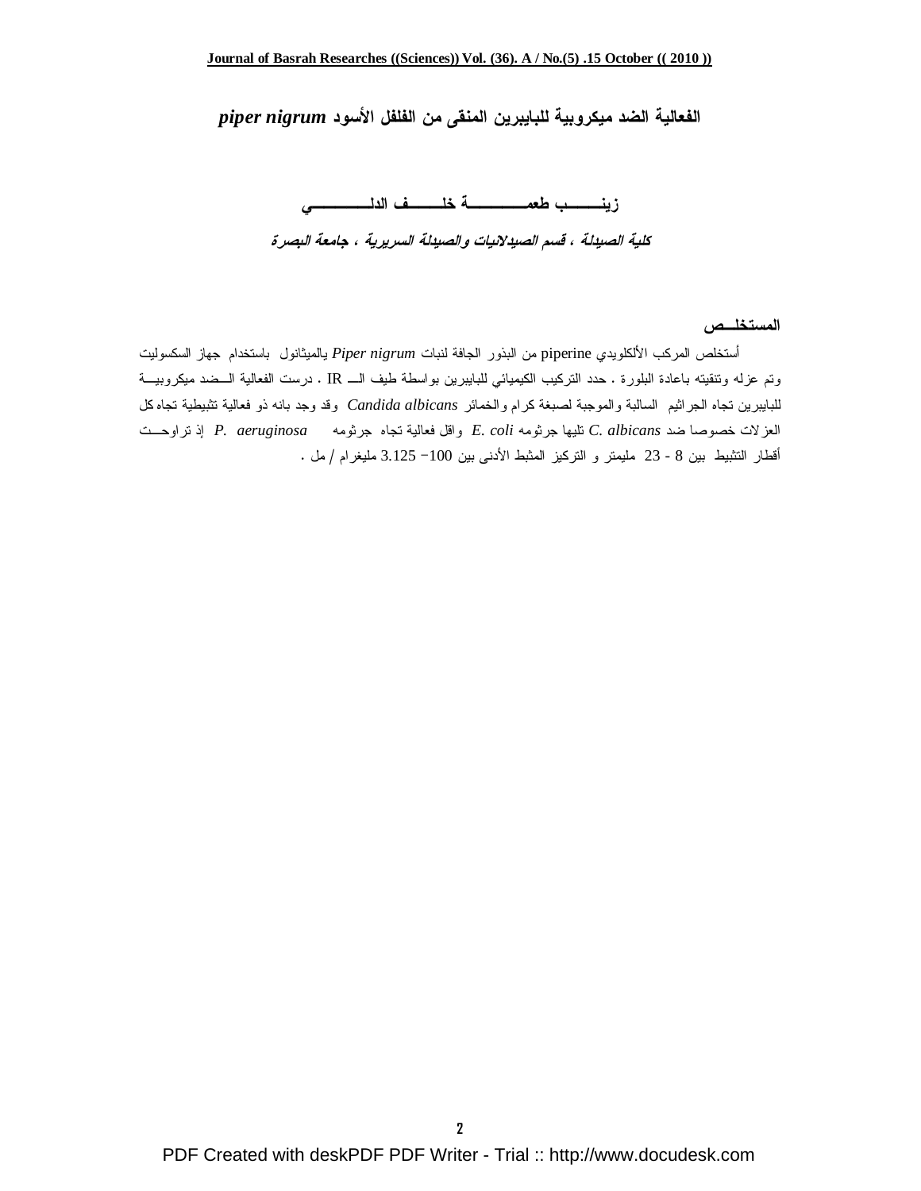# الفعالية الضد ميكروبية للبايبرين المنقى من الفلفل الأسود *piper nigrum*

**زينـــــب طعمـــــــة خلــــف الدلــــــي**

***كلية الصيدلة ، قسم الصيدلانيات والصيدلة السريرية ، جامعة البصرة***

## المستخلــص

أستخلص المركب الألكلويدي piperine من البذور الجافة لنبات *Piper nigrum* بالميثانول باستخدام جهاز السكسوليت وتم عزله وتنقيته باعادة البلورة . حدد التركيب الكيميائي للبايبرين بواسطة طيف الـــ IR . درست الفعالية الـــضد ميكروبيـــة للبايبرين تجاه الجراثيم السالبة والموجبة لصبغة كرام والخمائر *Candida albicans* وقد وجد بانه ذو فعالية تثبيطية تجاه كل العزلات خصوصا ضد *C. albicans* تليها جرثومه *E. coli* واقل فعالية تجاه جرثومه *P. aeruginosa* إذ تراوحـــت أقطار التثبيط بين 8 - 23 مليمتر و التركيز المثبط الأدنى بين 100– 3.125 مليغرام / مل .